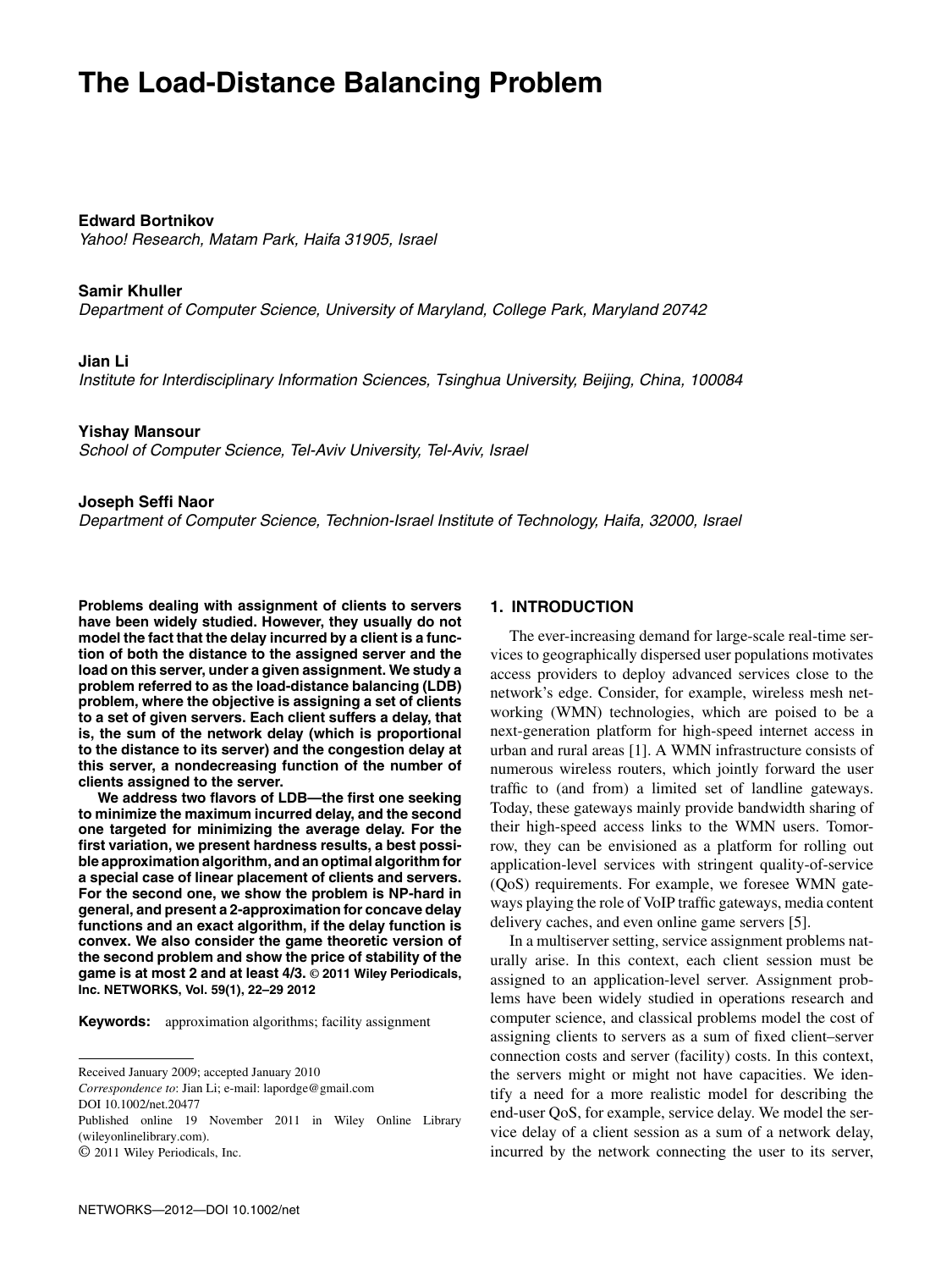# The Load-Distance Balancing Problem

**Edward Bortnikov**
*Yahoo! Research, Matam Park, Haifa 31905, Israel*

**Samir Khuller**
*Department of Computer Science, University of Maryland, College Park, Maryland 20742*

**Jian Li**
*Institute for Interdisciplinary Information Sciences, Tsinghua University, Beijing, China, 100084*

**Yishay Mansour**
*School of Computer Science, Tel-Aviv University, Tel-Aviv, Israel*

**Joseph Seffi Naor**
*Department of Computer Science, Technion-Israel Institute of Technology, Haifa, 32000, Israel*

**Problems dealing with assignment of clients to servers have been widely studied. However, they usually do not model the fact that the delay incurred by a client is a function of both the distance to the assigned server and the load on this server, under a given assignment. We study a problem referred to as the load-distance balancing (LDB) problem, where the objective is assigning a set of clients to a set of given servers. Each client suffers a delay, that is, the sum of the network delay (which is proportional to the distance to its server) and the congestion delay at this server, a nondecreasing function of the number of clients assigned to the server.**

**We address two flavors of LDB—the first one seeking to minimize the maximum incurred delay, and the second one targeted for minimizing the average delay. For the first variation, we present hardness results, a best possible approximation algorithm, and an optimal algorithm for a special case of linear placement of clients and servers. For the second one, we show the problem is NP-hard in general, and present a 2-approximation for concave delay functions and an exact algorithm, if the delay function is convex. We also consider the game theoretic version of the second problem and show the price of stability of the game is at most 2 and at least 4/3. © 2011 Wiley Periodicals, Inc. NETWORKS, Vol. 59(1), 22–29 2012**

**Keywords:** approximation algorithms; facility assignment

Received January 2009; accepted January 2010
*Correspondence to*: Jian Li; e-mail: lapordge@gmail.com
DOI 10.1002/net.20477
Published online 19 November 2011 in Wiley Online Library (wileyonlinelibrary.com).
© 2011 Wiley Periodicals, Inc.

## 1. INTRODUCTION

The ever-increasing demand for large-scale real-time services to geographically dispersed user populations motivates access providers to deploy advanced services close to the network's edge. Consider, for example, wireless mesh networking (WMN) technologies, which are poised to be a next-generation platform for high-speed internet access in urban and rural areas [1]. A WMN infrastructure consists of numerous wireless routers, which jointly forward the user traffic to (and from) a limited set of landline gateways. Today, these gateways mainly provide bandwidth sharing of their high-speed access links to the WMN users. Tomorrow, they can be envisioned as a platform for rolling out application-level services with stringent quality-of-service (QoS) requirements. For example, we foresee WMN gateways playing the role of VoIP traffic gateways, media content delivery caches, and even online game servers [5].

In a multiserver setting, service assignment problems naturally arise. In this context, each client session must be assigned to an application-level server. Assignment problems have been widely studied in operations research and computer science, and classical problems model the cost of assigning clients to servers as a sum of fixed client–server connection costs and server (facility) costs. In this context, the servers might or might not have capacities. We identify a need for a more realistic model for describing the end-user QoS, for example, service delay. We model the service delay of a client session as a sum of a network delay, incurred by the network connecting the user to its server,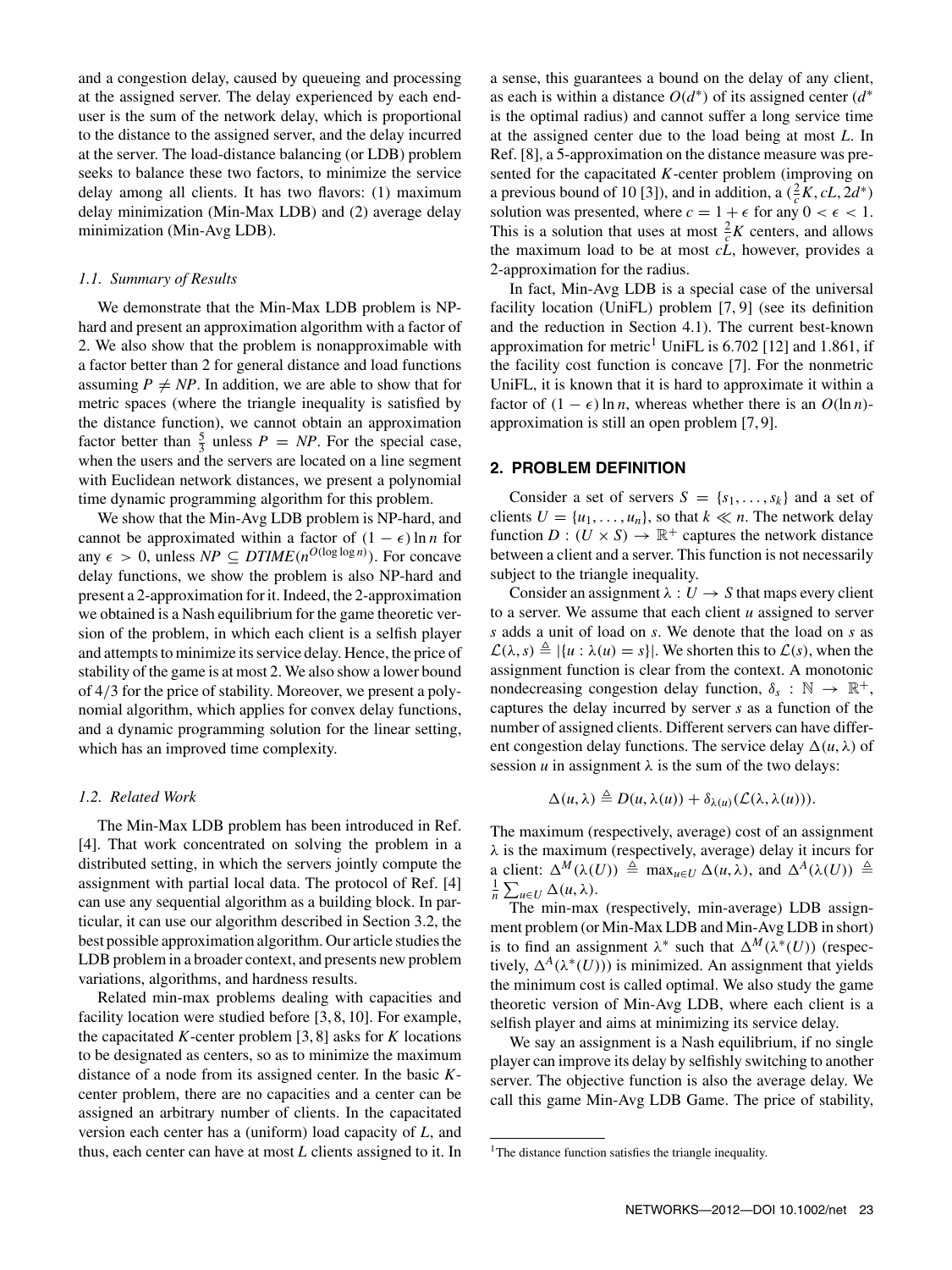and a congestion delay, caused by queueing and processing at the assigned server. The delay experienced by each end-user is the sum of the network delay, which is proportional to the distance to the assigned server, and the delay incurred at the server. The load-distance balancing (or LDB) problem seeks to balance these two factors, to minimize the service delay among all clients. It has two flavors: (1) maximum delay minimization (Min-Max LDB) and (2) average delay minimization (Min-Avg LDB).

### 1.1. Summary of Results

We demonstrate that the Min-Max LDB problem is NP-hard and present an approximation algorithm with a factor of 2. We also show that the problem is nonapproximable with a factor better than 2 for general distance and load functions assuming $P \neq NP$. In addition, we are able to show that for metric spaces (where the triangle inequality is satisfied by the distance function), we cannot obtain an approximation factor better than $\frac{5}{3}$ unless $P = NP$. For the special case, when the users and the servers are located on a line segment with Euclidean network distances, we present a polynomial time dynamic programming algorithm for this problem.

We show that the Min-Avg LDB problem is NP-hard, and cannot be approximated within a factor of $(1 - \epsilon) \ln n$ for any $\epsilon > 0$, unless $NP \subseteq DTIME(n^{O(\log \log n)})$. For concave delay functions, we show the problem is also NP-hard and present a 2-approximation for it. Indeed, the 2-approximation we obtained is a Nash equilibrium for the game theoretic version of the problem, in which each client is a selfish player and attempts to minimize its service delay. Hence, the price of stability of the game is at most 2. We also show a lower bound of 4/3 for the price of stability. Moreover, we present a polynomial algorithm, which applies for convex delay functions, and a dynamic programming solution for the linear setting, which has an improved time complexity.

### 1.2. Related Work

The Min-Max LDB problem has been introduced in Ref. [4]. That work concentrated on solving the problem in a distributed setting, in which the servers jointly compute the assignment with partial local data. The protocol of Ref. [4] can use any sequential algorithm as a building block. In particular, it can use our algorithm described in Section 3.2, the best possible approximation algorithm. Our article studies the LDB problem in a broader context, and presents new problem variations, algorithms, and hardness results.

Related min-max problems dealing with capacities and facility location were studied before [3, 8, 10]. For example, the capacitated $K$-center problem [3, 8] asks for $K$ locations to be designated as centers, so as to minimize the maximum distance of a node from its assigned center. In the basic $K$-center problem, there are no capacities and a center can be assigned an arbitrary number of clients. In the capacitated version each center has a (uniform) load capacity of $L$, and thus, each center can have at most $L$ clients assigned to it. In a sense, this guarantees a bound on the delay of any client, as each is within a distance $O(d^*)$ of its assigned center ($d^*$ is the optimal radius) and cannot suffer a long service time at the assigned center due to the load being at most $L$. In Ref. [8], a 5-approximation on the distance measure was presented for the capacitated $K$-center problem (improving on a previous bound of 10 [3]), and in addition, a $(\frac{2}{c}K, cL, 2d^*)$ solution was presented, where $c = 1 + \epsilon$ for any $0 < \epsilon < 1$. This is a solution that uses at most $\frac{2}{c}K$ centers, and allows the maximum load to be at most $cL$, however, provides a 2-approximation for the radius.

In fact, Min-Avg LDB is a special case of the universal facility location (UniFL) problem [7, 9] (see its definition and the reduction in Section 4.1). The current best-known approximation for metric[1] UniFL is 6.702 [12] and 1.861, if the facility cost function is concave [7]. For the nonmetric UniFL, it is known that it is hard to approximate it within a factor of $(1 - \epsilon) \ln n$, whereas whether there is an $O(\ln n)$-approximation is still an open problem [7, 9].

## 2. PROBLEM DEFINITION

Consider a set of servers $S = \{s_1, \ldots, s_k\}$ and a set of clients $U = \{u_1, \ldots, u_n\}$, so that $k \ll n$. The network delay function $D : (U \times S) \rightarrow \mathbb{R}^+$ captures the network distance between a client and a server. This function is not necessarily subject to the triangle inequality.

Consider an assignment $\lambda : U \rightarrow S$ that maps every client to a server. We assume that each client $u$ assigned to server $s$ adds a unit of load on $s$. We denote that the load on $s$ as $\mathcal{L}(\lambda, s) \triangleq |\{u : \lambda(u) = s\}|$. We shorten this to $\mathcal{L}(s)$, when the assignment function is clear from the context. A monotonic nondecreasing congestion delay function, $\delta_s : \mathbb{N} \rightarrow \mathbb{R}^+$, captures the delay incurred by server $s$ as a function of the number of assigned clients. Different servers can have different congestion delay functions. The service delay $\Delta(u, \lambda)$ of session $u$ in assignment $\lambda$ is the sum of the two delays:

$$\Delta(u, \lambda) \triangleq D(u, \lambda(u)) + \delta_{\lambda(u)}(\mathcal{L}(\lambda, \lambda(u))).$$

The maximum (respectively, average) cost of an assignment $\lambda$ is the maximum (respectively, average) delay it incurs for a client: $\Delta^M(\lambda(U)) \triangleq \max_{u \in U} \Delta(u, \lambda)$, and $\Delta^A(\lambda(U)) \triangleq \frac{1}{n} \sum_{u \in U} \Delta(u, \lambda)$.

The min-max (respectively, min-average) LDB assignment problem (or Min-Max LDB and Min-Avg LDB in short) is to find an assignment $\lambda^*$ such that $\Delta^M(\lambda^*(U))$ (respectively, $\Delta^A(\lambda^*(U))$) is minimized. An assignment that yields the minimum cost is called optimal. We also study the game theoretic version of Min-Avg LDB, where each client is a selfish player and aims at minimizing its service delay.

We say an assignment is a Nash equilibrium, if no single player can improve its delay by selfishly switching to another server. The objective function is also the average delay. We call this game Min-Avg LDB Game. The price of stability,

[1] The distance function satisfies the triangle inequality.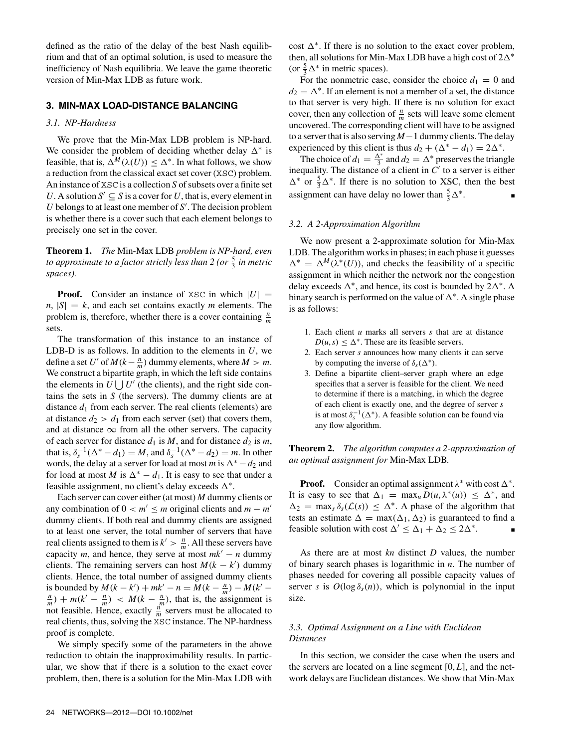defined as the ratio of the delay of the best Nash equilibrium and that of an optimal solution, is used to measure the inefficiency of Nash equilibria. We leave the game theoretic version of Min-Max LDB as future work.

## 3. MIN-MAX LOAD-DISTANCE BALANCING

### 3.1. NP-Hardness

We prove that the Min-Max LDB problem is NP-hard. We consider the problem of deciding whether delay $\Delta^*$ is feasible, that is, $\Delta^M(\lambda(U)) \leq \Delta^*$. In what follows, we show a reduction from the classical exact set cover (XSC) problem. An instance of XSC is a collection $S$ of subsets over a finite set $U$. A solution $S' \subseteq S$ is a cover for $U$, that is, every element in $U$ belongs to at least one member of $S'$. The decision problem is whether there is a cover such that each element belongs to precisely one set in the cover.

**Theorem 1.** *The* Min-Max LDB *problem is NP-hard, even to approximate to a factor strictly less than 2 (or $\frac{5}{3}$ in metric spaces).*

**Proof.** Consider an instance of XSC in which $|U| = n$, $|S| = k$, and each set contains exactly $m$ elements. The problem is, therefore, whether there is a cover containing $\frac{n}{m}$ sets.

The transformation of this instance to an instance of LDB-D is as follows. In addition to the elements in $U$, we define a set $U'$ of $M(k - \frac{n}{m})$ dummy elements, where $M > m$. We construct a bipartite graph, in which the left side contains the elements in $U \bigcup U'$ (the clients), and the right side contains the sets in $S$ (the servers). The dummy clients are at distance $d_1$ from each server. The real clients (elements) are at distance $d_2 > d_1$ from each server (set) that covers them, and at distance $\infty$ from all the other servers. The capacity of each server for distance $d_1$ is $M$, and for distance $d_2$ is $m$, that is, $\delta_s^{-1}(\Delta^* - d_1) = M$, and $\delta_s^{-1}(\Delta^* - d_2) = m$. In other words, the delay at a server for load at most $m$ is $\Delta^* - d_2$ and for load at most $M$ is $\Delta^* - d_1$. It is easy to see that under a feasible assignment, no client's delay exceeds $\Delta^*$.

Each server can cover either (at most) $M$ dummy clients or any combination of $0 < m' \leq m$ original clients and $m - m'$ dummy clients. If both real and dummy clients are assigned to at least one server, the total number of servers that have real clients assigned to them is $k' > \frac{n}{m}$. All these servers have capacity $m$, and hence, they serve at most $mk' - n$ dummy clients. The remaining servers can host $M(k - k')$ dummy clients. Hence, the total number of assigned dummy clients is bounded by $M(k - k') + mk' - n = M(k - \frac{n}{m}) - M(k' - \frac{n}{m}) + m(k' - \frac{n}{m}) < M(k - \frac{n}{m})$, that is, the assignment is not feasible. Hence, exactly $\frac{n}{m}$ servers must be allocated to real clients, thus, solving the XSC instance. The NP-hardness proof is complete.

We simply specify some of the parameters in the above reduction to obtain the inapproximability results. In particular, we show that if there is a solution to the exact cover problem, then, there is a solution for the Min-Max LDB with cost $\Delta^*$. If there is no solution to the exact cover problem, then, all solutions for Min-Max LDB have a high cost of $2\Delta^*$ (or $\frac{5}{3}\Delta^*$ in metric spaces).

For the nonmetric case, consider the choice $d_1 = 0$ and $d_2 = \Delta^*$. If an element is not a member of a set, the distance to that server is very high. If there is no solution for exact cover, then any collection of $\frac{n}{m}$ sets will leave some element uncovered. The corresponding client will have to be assigned to a server that is also serving $M-1$ dummy clients. The delay experienced by this client is thus $d_2 + (\Delta^* - d_1) = 2\Delta^*$.

The choice of $d_1 = \frac{\Delta^*}{3}$ and $d_2 = \Delta^*$ preserves the triangle inequality. The distance of a client in $C'$ to a server is either $\Delta^*$ or $\frac{5}{3}\Delta^*$. If there is no solution to XSC, then the best assignment can have delay no lower than $\frac{5}{3}\Delta^*$. ∎

### 3.2. A 2-Approximation Algorithm

We now present a 2-approximate solution for Min-Max LDB. The algorithm works in phases; in each phase it guesses $\Delta^* = \Delta^M(\lambda^*(U))$, and checks the feasibility of a specific assignment in which neither the network nor the congestion delay exceeds $\Delta^*$, and hence, its cost is bounded by $2\Delta^*$. A binary search is performed on the value of $\Delta^*$. A single phase is as follows:

1. Each client $u$ marks all servers $s$ that are at distance $D(u, s) \leq \Delta^*$. These are its feasible servers.
2. Each server $s$ announces how many clients it can serve by computing the inverse of $\delta_s(\Delta^*)$.
3. Define a bipartite client–server graph where an edge specifies that a server is feasible for the client. We need to determine if there is a matching, in which the degree of each client is exactly one, and the degree of server $s$ is at most $\delta_s^{-1}(\Delta^*)$. A feasible solution can be found via any flow algorithm.

**Theorem 2.** *The algorithm computes a 2-approximation of an optimal assignment for* Min-Max LDB.

**Proof.** Consider an optimal assignment $\lambda^*$ with cost $\Delta^*$. It is easy to see that $\Delta_1 = \max_u D(u, \lambda^*(u)) \leq \Delta^*$, and $\Delta_2 = \max_s \delta_s(\mathcal{L}(s)) \leq \Delta^*$. A phase of the algorithm that tests an estimate $\Delta = \max(\Delta_1, \Delta_2)$ is guaranteed to find a feasible solution with cost $\Delta' \leq \Delta_1 + \Delta_2 \leq 2\Delta^*$. ∎

As there are at most $kn$ distinct $D$ values, the number of binary search phases is logarithmic in $n$. The number of phases needed for covering all possible capacity values of server $s$ is $O(\log \delta_s(n))$, which is polynomial in the input size.

### 3.3. Optimal Assignment on a Line with Euclidean Distances

In this section, we consider the case when the users and the servers are located on a line segment $[0, L]$, and the network delays are Euclidean distances. We show that Min-Max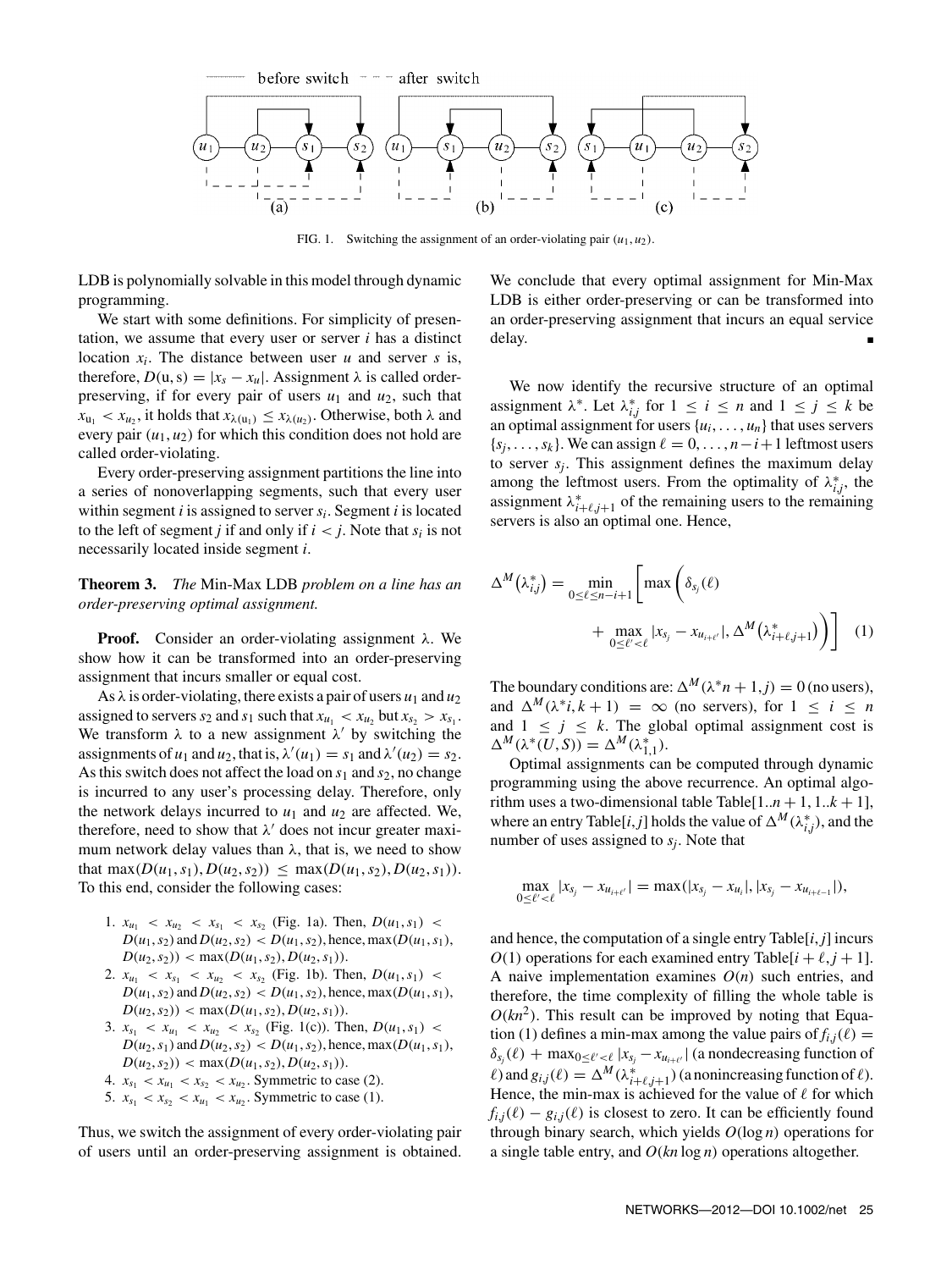FIG. 1. Switching the assignment of an order-violating pair $(u_1, u_2)$.

LDB is polynomially solvable in this model through dynamic programming.

We start with some definitions. For simplicity of presentation, we assume that every user or server $i$ has a distinct location $x_i$. The distance between user $u$ and server $s$ is, therefore, $D(\mathrm{u}, \mathrm{s}) = |x_s - x_u|$. Assignment $\lambda$ is called order-preserving, if for every pair of users $u_1$ and $u_2$, such that $x_{u_1} < x_{u_2}$, it holds that $x_{\lambda(\mathrm{u}_1)} \leq x_{\lambda(u_2)}$. Otherwise, both $\lambda$ and every pair $(u_1, u_2)$ for which this condition does not hold are called order-violating.

Every order-preserving assignment partitions the line into a series of nonoverlapping segments, such that every user within segment $i$ is assigned to server $s_i$. Segment $i$ is located to the left of segment $j$ if and only if $i < j$. Note that $s_i$ is not necessarily located inside segment $i$.

**Theorem 3.** *The* Min-Max LDB *problem on a line has an order-preserving optimal assignment.*

**Proof.** Consider an order-violating assignment $\lambda$. We show how it can be transformed into an order-preserving assignment that incurs smaller or equal cost.

As $\lambda$ is order-violating, there exists a pair of users $u_1$ and $u_2$ assigned to servers $s_2$ and $s_1$ such that $x_{u_1} < x_{u_2}$ but $x_{s_2} > x_{s_1}$. We transform $\lambda$ to a new assignment $\lambda'$ by switching the assignments of $u_1$ and $u_2$, that is, $\lambda'(u_1) = s_1$ and $\lambda'(u_2) = s_2$. As this switch does not affect the load on $s_1$ and $s_2$, no change is incurred to any user's processing delay. Therefore, only the network delays incurred to $u_1$ and $u_2$ are affected. We, therefore, need to show that $\lambda'$ does not incur greater maximum network delay values than $\lambda$, that is, we need to show that $\max(D(u_1, s_1), D(u_2, s_2)) \leq \max(D(u_1, s_2), D(u_2, s_1))$. To this end, consider the following cases:

1. $x_{u_1} < x_{u_2} < x_{s_1} < x_{s_2}$ (Fig. 1a). Then, $D(u_1, s_1) < D(u_1, s_2)$ and $D(u_2, s_2) < D(u_1, s_2)$, hence, $\max(D(u_1, s_1), D(u_2, s_2)) < \max(D(u_1, s_2), D(u_2, s_1))$.
2. $x_{u_1} < x_{s_1} < x_{u_2} < x_{s_2}$ (Fig. 1b). Then, $D(u_1, s_1) < D(u_1, s_2)$ and $D(u_2, s_2) < D(u_1, s_2)$, hence, $\max(D(u_1, s_1), D(u_2, s_2)) < \max(D(u_1, s_2), D(u_2, s_1))$.
3. $x_{s_1} < x_{u_1} < x_{u_2} < x_{s_2}$ (Fig. 1(c)). Then, $D(u_1, s_1) < D(u_2, s_1)$ and $D(u_2, s_2) < D(u_1, s_2)$, hence, $\max(D(u_1, s_1), D(u_2, s_2)) < \max(D(u_1, s_2), D(u_2, s_1))$.
4. $x_{s_1} < x_{u_1} < x_{s_2} < x_{u_2}$. Symmetric to case (2).
5. $x_{s_1} < x_{s_2} < x_{u_1} < x_{u_2}$. Symmetric to case (1).

Thus, we switch the assignment of every order-violating pair of users until an order-preserving assignment is obtained. We conclude that every optimal assignment for Min-Max LDB is either order-preserving or can be transformed into an order-preserving assignment that incurs an equal service delay. ∎

We now identify the recursive structure of an optimal assignment $\lambda^*$. Let $\lambda^*_{i,j}$ for $1 \leq i \leq n$ and $1 \leq j \leq k$ be an optimal assignment for users $\{u_i, \ldots, u_n\}$ that uses servers $\{s_j, \ldots, s_k\}$. We can assign $\ell = 0, \ldots, n-i+1$ leftmost users to server $s_j$. This assignment defines the maximum delay among the leftmost users. From the optimality of $\lambda^*_{i,j}$, the assignment $\lambda^*_{i+\ell,j+1}$ of the remaining users to the remaining servers is also an optimal one. Hence,

$$\Delta^M\left(\lambda^*_{i,j}\right) = \min_{0 \leq \ell \leq n-i+1} \left[ \max\left( \delta_{s_j}(\ell) + \max_{0 \leq \ell' < \ell} |x_{s_j} - x_{u_{i+\ell'}}|, \Delta^M\left(\lambda^*_{i+\ell,j+1}\right) \right) \right] \quad (1)$$

The boundary conditions are: $\Delta^M(\lambda^* n+1, j) = 0$ (no users), and $\Delta^M(\lambda^* i, k+1) = \infty$ (no servers), for $1 \leq i \leq n$ and $1 \leq j \leq k$. The global optimal assignment cost is $\Delta^M(\lambda^*(U,S)) = \Delta^M(\lambda^*_{1,1})$.

Optimal assignments can be computed through dynamic programming using the above recurrence. An optimal algorithm uses a two-dimensional table Table$[1..n+1, 1..k+1]$, where an entry Table$[i,j]$ holds the value of $\Delta^M(\lambda^*_{i,j})$, and the number of uses assigned to $s_j$. Note that

$$\max_{0 \leq \ell' < \ell} |x_{s_j} - x_{u_{i+\ell'}}| = \max(|x_{s_j} - x_{u_i}|, |x_{s_j} - x_{u_{i+\ell-1}}|),$$

and hence, the computation of a single entry Table$[i,j]$ incurs $O(1)$ operations for each examined entry Table$[i+\ell, j+1]$. A naive implementation examines $O(n)$ such entries, and therefore, the time complexity of filling the whole table is $O(kn^2)$. This result can be improved by noting that Equation (1) defines a min-max among the value pairs of $f_{i,j}(\ell) = \delta_{s_j}(\ell) + \max_{0 \leq \ell' < \ell} |x_{s_j} - x_{u_{i+\ell'}}|$ (a nondecreasing function of $\ell$) and $g_{i,j}(\ell) = \Delta^M(\lambda^*_{i+\ell,j+1})$ (a nonincreasing function of $\ell$). Hence, the min-max is achieved for the value of $\ell$ for which $f_{i,j}(\ell) - g_{i,j}(\ell)$ is closest to zero. It can be efficiently found through binary search, which yields $O(\log n)$ operations for a single table entry, and $O(kn \log n)$ operations altogether.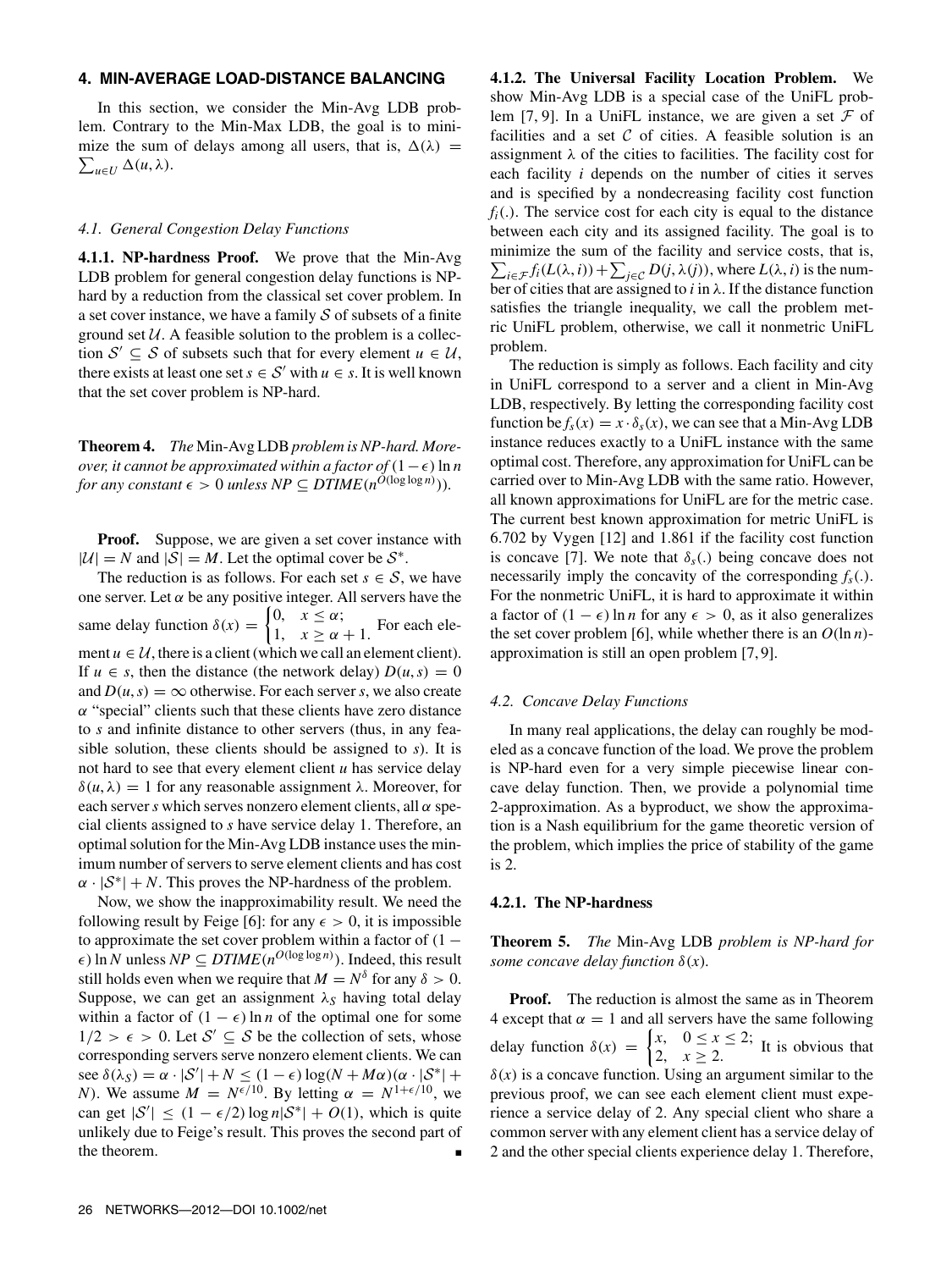## 4. MIN-AVERAGE LOAD-DISTANCE BALANCING

In this section, we consider the Min-Avg LDB problem. Contrary to the Min-Max LDB, the goal is to minimize the sum of delays among all users, that is, $\Delta(\lambda) = \sum_{u \in U} \Delta(u, \lambda)$.

### 4.1. General Congestion Delay Functions

**4.1.1. NP-hardness Proof.** We prove that the Min-Avg LDB problem for general congestion delay functions is NP-hard by a reduction from the classical set cover problem. In a set cover instance, we have a family $\mathcal{S}$ of subsets of a finite ground set $\mathcal{U}$. A feasible solution to the problem is a collection $\mathcal{S}' \subseteq \mathcal{S}$ of subsets such that for every element $u \in \mathcal{U}$, there exists at least one set $s \in \mathcal{S}'$ with $u \in s$. It is well known that the set cover problem is NP-hard.

**Theorem 4.** *The* Min-Avg LDB *problem is NP-hard. Moreover, it cannot be approximated within a factor of $(1-\epsilon)\ln n$ for any constant $\epsilon > 0$ unless $NP \subseteq DTIME(n^{O(\log\log n)})$.*

**Proof.** Suppose, we are given a set cover instance with $|\mathcal{U}| = N$ and $|\mathcal{S}| = M$. Let the optimal cover be $\mathcal{S}^*$.

The reduction is as follows. For each set $s \in \mathcal{S}$, we have one server. Let $\alpha$ be any positive integer. All servers have the same delay function $\delta(x) = \begin{cases} 0, & x \leq \alpha; \\ 1, & x \geq \alpha + 1. \end{cases}$ For each element $u \in \mathcal{U}$, there is a client (which we call an element client). If $u \in s$, then the distance (the network delay) $D(u, s) = 0$ and $D(u, s) = \infty$ otherwise. For each server $s$, we also create $\alpha$ "special" clients such that these clients have zero distance to $s$ and infinite distance to other servers (thus, in any feasible solution, these clients should be assigned to $s$). It is not hard to see that every element client $u$ has service delay $\delta(u, \lambda) = 1$ for any reasonable assignment $\lambda$. Moreover, for each server $s$ which serves nonzero element clients, all $\alpha$ special clients assigned to $s$ have service delay 1. Therefore, an optimal solution for the Min-Avg LDB instance uses the minimum number of servers to serve element clients and has cost $\alpha \cdot |\mathcal{S}^*| + N$. This proves the NP-hardness of the problem.

Now, we show the inapproximability result. We need the following result by Feige [6]: for any $\epsilon > 0$, it is impossible to approximate the set cover problem within a factor of $(1 - \epsilon)\ln N$ unless $NP \subseteq DTIME(n^{O(\log\log n)})$. Indeed, this result still holds even when we require that $M = N^{\delta}$ for any $\delta > 0$. Suppose, we can get an assignment $\lambda_S$ having total delay within a factor of $(1 - \epsilon)\ln n$ of the optimal one for some $1/2 > \epsilon > 0$. Let $\mathcal{S}' \subseteq \mathcal{S}$ be the collection of sets, whose corresponding servers serve nonzero element clients. We can see $\delta(\lambda_S) = \alpha \cdot |\mathcal{S}'| + N \leq (1 - \epsilon)\log(N + M\alpha)(\alpha \cdot |\mathcal{S}^*| + N)$. We assume $M = N^{\epsilon/10}$. By letting $\alpha = N^{1+\epsilon/10}$, we can get $|\mathcal{S}'| \leq (1 - \epsilon/2)\log n|\mathcal{S}^*| + O(1)$, which is quite unlikely due to Feige's result. This proves the second part of the theorem. ∎

**4.1.2. The Universal Facility Location Problem.** We show Min-Avg LDB is a special case of the UniFL problem [7, 9]. In a UniFL instance, we are given a set $\mathcal{F}$ of facilities and a set $\mathcal{C}$ of cities. A feasible solution is an assignment $\lambda$ of the cities to facilities. The facility cost for each facility $i$ depends on the number of cities it serves and is specified by a nondecreasing facility cost function $f_i(.)$. The service cost for each city is equal to the distance between each city and its assigned facility. The goal is to minimize the sum of the facility and service costs, that is, $\sum_{i \in \mathcal{F}} f_i(L(\lambda, i)) + \sum_{j \in \mathcal{C}} D(j, \lambda(j))$, where $L(\lambda, i)$ is the number of cities that are assigned to $i$ in $\lambda$. If the distance function satisfies the triangle inequality, we call the problem metric UniFL problem, otherwise, we call it nonmetric UniFL problem.

The reduction is simply as follows. Each facility and city in UniFL correspond to a server and a client in Min-Avg LDB, respectively. By letting the corresponding facility cost function be $f_s(x) = x \cdot \delta_s(x)$, we can see that a Min-Avg LDB instance reduces exactly to a UniFL instance with the same optimal cost. Therefore, any approximation for UniFL can be carried over to Min-Avg LDB with the same ratio. However, all known approximations for UniFL are for the metric case. The current best known approximation for metric UniFL is 6.702 by Vygen [12] and 1.861 if the facility cost function is concave [7]. We note that $\delta_s(.)$ being concave does not necessarily imply the concavity of the corresponding $f_s(.)$. For the nonmetric UniFL, it is hard to approximate it within a factor of $(1 - \epsilon)\ln n$ for any $\epsilon > 0$, as it also generalizes the set cover problem [6], while whether there is an $O(\ln n)$-approximation is still an open problem [7, 9].

### 4.2. Concave Delay Functions

In many real applications, the delay can roughly be modeled as a concave function of the load. We prove the problem is NP-hard even for a very simple piecewise linear concave delay function. Then, we provide a polynomial time 2-approximation. As a byproduct, we show the approximation is a Nash equilibrium for the game theoretic version of the problem, which implies the price of stability of the game is 2.

#### 4.2.1. The NP-hardness

**Theorem 5.** *The* Min-Avg LDB *problem is NP-hard for some concave delay function $\delta(x)$.*

**Proof.** The reduction is almost the same as in Theorem 4 except that $\alpha = 1$ and all servers have the same following delay function $\delta(x) = \begin{cases} x, & 0 \leq x \leq 2; \\ 2, & x \geq 2. \end{cases}$ It is obvious that $\delta(x)$ is a concave function. Using an argument similar to the previous proof, we can see each element client must experience a service delay of 2. Any special client who share a common server with any element client has a service delay of 2 and the other special clients experience delay 1. Therefore,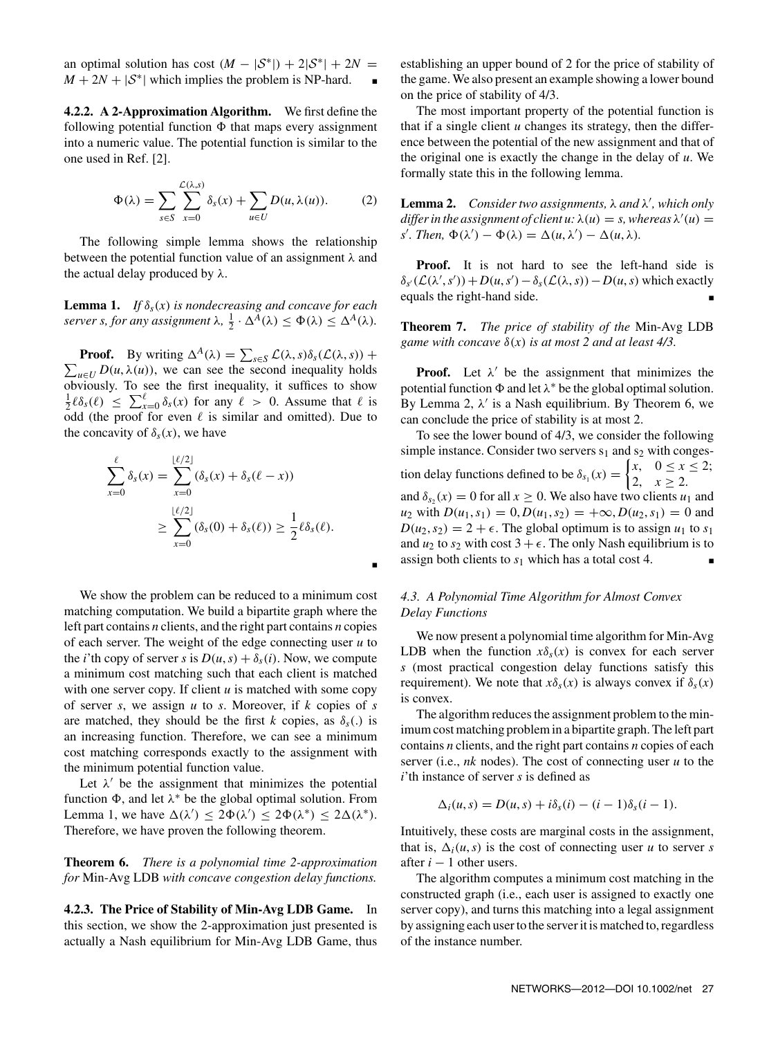an optimal solution has cost $(M - |\mathcal{S}^*|) + 2|\mathcal{S}^*| + 2N = M + 2N + |\mathcal{S}^*|$ which implies the problem is NP-hard. ∎

#### 4.2.2. A 2-Approximation Algorithm.

We first define the following potential function $\Phi$ that maps every assignment into a numeric value. The potential function is similar to the one used in Ref. [2].

$$\Phi(\lambda) = \sum_{s \in S} \sum_{x=0}^{\mathcal{L}(\lambda,s)} \delta_s(x) + \sum_{u \in U} D(u, \lambda(u)). \qquad (2)$$

The following simple lemma shows the relationship between the potential function value of an assignment $\lambda$ and the actual delay produced by $\lambda$.

**Lemma 1.** *If $\delta_s(x)$ is nondecreasing and concave for each server s, for any assignment $\lambda$, $\frac{1}{2} \cdot \Delta^A(\lambda) \le \Phi(\lambda) \le \Delta^A(\lambda)$.*

**Proof.** By writing $\Delta^A(\lambda) = \sum_{s \in S} \mathcal{L}(\lambda, s)\delta_s(\mathcal{L}(\lambda, s)) + \sum_{u \in U} D(u, \lambda(u))$, we can see the second inequality holds obviously. To see the first inequality, it suffices to show $\frac{1}{2}\ell\delta_s(\ell) \le \sum_{x=0}^{\ell} \delta_s(x)$ for any $\ell > 0$. Assume that $\ell$ is odd (the proof for even $\ell$ is similar and omitted). Due to the concavity of $\delta_s(x)$, we have

$$\begin{aligned}
\sum_{x=0}^{\ell} \delta_s(x) &= \sum_{x=0}^{\lfloor \ell/2 \rfloor} (\delta_s(x) + \delta_s(\ell - x)) \\
&\ge \sum_{x=0}^{\lfloor \ell/2 \rfloor} (\delta_s(0) + \delta_s(\ell)) \ge \frac{1}{2}\ell\delta_s(\ell).
\end{aligned}$$

∎

We show the problem can be reduced to a minimum cost matching computation. We build a bipartite graph where the left part contains $n$ clients, and the right part contains $n$ copies of each server. The weight of the edge connecting user $u$ to the $i$'th copy of server $s$ is $D(u, s) + \delta_s(i)$. Now, we compute a minimum cost matching such that each client is matched with one server copy. If client $u$ is matched with some copy of server $s$, we assign $u$ to $s$. Moreover, if $k$ copies of $s$ are matched, they should be the first $k$ copies, as $\delta_s(.)$ is an increasing function. Therefore, we can see a minimum cost matching corresponds exactly to the assignment with the minimum potential function value.

Let $\lambda'$ be the assignment that minimizes the potential function $\Phi$, and let $\lambda^*$ be the global optimal solution. From Lemma 1, we have $\Delta(\lambda') \le 2\Phi(\lambda') \le 2\Phi(\lambda^*) \le 2\Delta(\lambda^*)$. Therefore, we have proven the following theorem.

**Theorem 6.** *There is a polynomial time 2-approximation for* Min-Avg LDB *with concave congestion delay functions.*

#### 4.2.3. The Price of Stability of Min-Avg LDB Game.

In this section, we show the 2-approximation just presented is actually a Nash equilibrium for Min-Avg LDB Game, thus establishing an upper bound of 2 for the price of stability of the game. We also present an example showing a lower bound on the price of stability of 4/3.

The most important property of the potential function is that if a single client $u$ changes its strategy, then the difference between the potential of the new assignment and that of the original one is exactly the change in the delay of $u$. We formally state this in the following lemma.

**Lemma 2.** *Consider two assignments, $\lambda$ and $\lambda'$, which only differ in the assignment of client u: $\lambda(u) = s$, whereas $\lambda'(u) = s'$. Then, $\Phi(\lambda') - \Phi(\lambda) = \Delta(u, \lambda') - \Delta(u, \lambda)$.*

**Proof.** It is not hard to see the left-hand side is $\delta_{s'}(\mathcal{L}(\lambda', s')) + D(u, s') - \delta_s(\mathcal{L}(\lambda, s)) - D(u, s)$ which exactly equals the right-hand side. ∎

**Theorem 7.** *The price of stability of the* Min-Avg LDB *game with concave $\delta(x)$ is at most 2 and at least 4/3.*

**Proof.** Let $\lambda'$ be the assignment that minimizes the potential function $\Phi$ and let $\lambda^*$ be the global optimal solution. By Lemma 2, $\lambda'$ is a Nash equilibrium. By Theorem 6, we can conclude the price of stability is at most 2.

To see the lower bound of 4/3, we consider the following simple instance. Consider two servers $s_1$ and $s_2$ with congestion delay functions defined to be $\delta_{s_1}(x) = \begin{cases} x, & 0 \le x \le 2; \\ 2, & x \ge 2. \end{cases}$ and $\delta_{s_2}(x) = 0$ for all $x \ge 0$. We also have two clients $u_1$ and $u_2$ with $D(u_1, s_1) = 0, D(u_1, s_2) = +\infty, D(u_2, s_1) = 0$ and $D(u_2, s_2) = 2 + \epsilon$. The global optimum is to assign $u_1$ to $s_1$ and $u_2$ to $s_2$ with cost $3 + \epsilon$. The only Nash equilibrium is to assign both clients to $s_1$ which has a total cost 4. ∎

### 4.3. A Polynomial Time Algorithm for Almost Convex Delay Functions

We now present a polynomial time algorithm for Min-Avg LDB when the function $x\delta_s(x)$ is convex for each server $s$ (most practical congestion delay functions satisfy this requirement). We note that $x\delta_s(x)$ is always convex if $\delta_s(x)$ is convex.

The algorithm reduces the assignment problem to the minimum cost matching problem in a bipartite graph. The left part contains $n$ clients, and the right part contains $n$ copies of each server (i.e., $nk$ nodes). The cost of connecting user $u$ to the $i$'th instance of server $s$ is defined as

$$\Delta_i(u, s) = D(u, s) + i\delta_s(i) - (i - 1)\delta_s(i - 1).$$

Intuitively, these costs are marginal costs in the assignment, that is, $\Delta_i(u, s)$ is the cost of connecting user $u$ to server $s$ after $i - 1$ other users.

The algorithm computes a minimum cost matching in the constructed graph (i.e., each user is assigned to exactly one server copy), and turns this matching into a legal assignment by assigning each user to the server it is matched to, regardless of the instance number.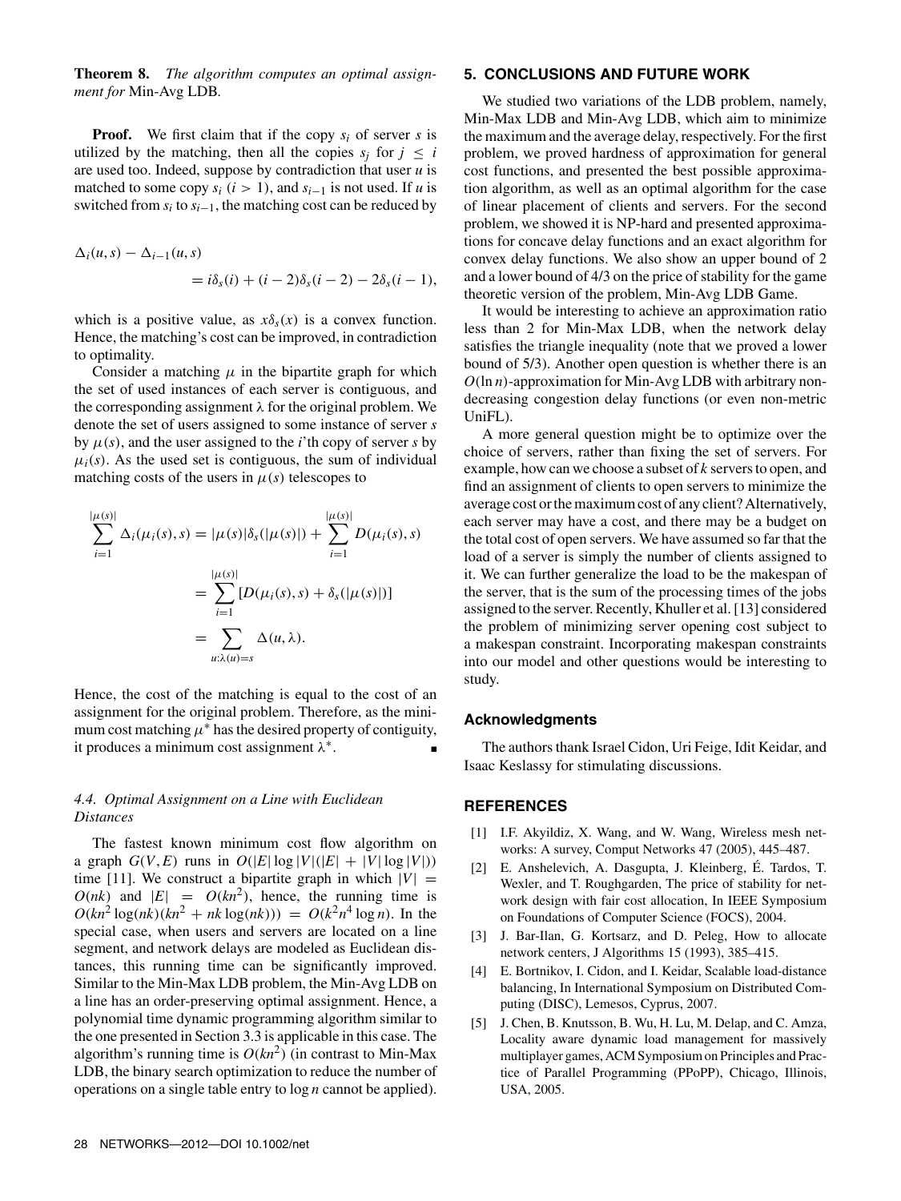**Theorem 8.** *The algorithm computes an optimal assignment for* Min-Avg LDB.

**Proof.** We first claim that if the copy $s_i$ of server $s$ is utilized by the matching, then all the copies $s_j$ for $j \leq i$ are used too. Indeed, suppose by contradiction that user $u$ is matched to some copy $s_i$ ($i > 1$), and $s_{i-1}$ is not used. If $u$ is switched from $s_i$ to $s_{i-1}$, the matching cost can be reduced by

$$\Delta_i(u,s) - \Delta_{i-1}(u,s) = i\delta_s(i) + (i-2)\delta_s(i-2) - 2\delta_s(i-1),$$

which is a positive value, as $x\delta_s(x)$ is a convex function. Hence, the matching's cost can be improved, in contradiction to optimality.

Consider a matching $\mu$ in the bipartite graph for which the set of used instances of each server is contiguous, and the corresponding assignment $\lambda$ for the original problem. We denote the set of users assigned to some instance of server $s$ by $\mu(s)$, and the user assigned to the $i$'th copy of server $s$ by $\mu_i(s)$. As the used set is contiguous, the sum of individual matching costs of the users in $\mu(s)$ telescopes to

$$\begin{aligned}\sum_{i=1}^{|\mu(s)|} \Delta_i(\mu_i(s), s) &= |\mu(s)|\delta_s(|\mu(s)|) + \sum_{i=1}^{|\mu(s)|} D(\mu_i(s), s) \\ &= \sum_{i=1}^{|\mu(s)|} [D(\mu_i(s), s) + \delta_s(|\mu(s)|)] \\ &= \sum_{u:\lambda(u)=s} \Delta(u, \lambda).\end{aligned}$$

Hence, the cost of the matching is equal to the cost of an assignment for the original problem. Therefore, as the minimum cost matching $\mu^*$ has the desired property of contiguity, it produces a minimum cost assignment $\lambda^*$. ∎

### *4.4. Optimal Assignment on a Line with Euclidean Distances*

The fastest known minimum cost flow algorithm on a graph $G(V, E)$ runs in $O(|E| \log |V|(|E| + |V| \log |V|))$ time [11]. We construct a bipartite graph in which $|V| = O(nk)$ and $|E| = O(kn^2)$, hence, the running time is $O(kn^2 \log(nk)(kn^2 + nk \log(nk))) = O(k^2n^4 \log n)$. In the special case, when users and servers are located on a line segment, and network delays are modeled as Euclidean distances, this running time can be significantly improved. Similar to the Min-Max LDB problem, the Min-Avg LDB on a line has an order-preserving optimal assignment. Hence, a polynomial time dynamic programming algorithm similar to the one presented in Section 3.3 is applicable in this case. The algorithm's running time is $O(kn^2)$ (in contrast to Min-Max LDB, the binary search optimization to reduce the number of operations on a single table entry to $\log n$ cannot be applied).

## 5. CONCLUSIONS AND FUTURE WORK

We studied two variations of the LDB problem, namely, Min-Max LDB and Min-Avg LDB, which aim to minimize the maximum and the average delay, respectively. For the first problem, we proved hardness of approximation for general cost functions, and presented the best possible approximation algorithm, as well as an optimal algorithm for the case of linear placement of clients and servers. For the second problem, we showed it is NP-hard and presented approximations for concave delay functions and an exact algorithm for convex delay functions. We also show an upper bound of 2 and a lower bound of 4/3 on the price of stability for the game theoretic version of the problem, Min-Avg LDB Game.

It would be interesting to achieve an approximation ratio less than 2 for Min-Max LDB, when the network delay satisfies the triangle inequality (note that we proved a lower bound of 5/3). Another open question is whether there is an $O(\ln n)$-approximation for Min-Avg LDB with arbitrary non-decreasing congestion delay functions (or even non-metric UniFL).

A more general question might be to optimize over the choice of servers, rather than fixing the set of servers. For example, how can we choose a subset of $k$ servers to open, and find an assignment of clients to open servers to minimize the average cost or the maximum cost of any client? Alternatively, each server may have a cost, and there may be a budget on the total cost of open servers. We have assumed so far that the load of a server is simply the number of clients assigned to it. We can further generalize the load to be the makespan of the server, that is the sum of the processing times of the jobs assigned to the server. Recently, Khuller et al. [13] considered the problem of minimizing server opening cost subject to a makespan constraint. Incorporating makespan constraints into our model and other questions would be interesting to study.

### Acknowledgments

The authors thank Israel Cidon, Uri Feige, Idit Keidar, and Isaac Keslassy for stimulating discussions.

## REFERENCES

[1] I.F. Akyildiz, X. Wang, and W. Wang, Wireless mesh networks: A survey, Comput Networks 47 (2005), 445–487.

[2] E. Anshelevich, A. Dasgupta, J. Kleinberg, É. Tardos, T. Wexler, and T. Roughgarden, The price of stability for network design with fair cost allocation, In IEEE Symposium on Foundations of Computer Science (FOCS), 2004.

[3] J. Bar-Ilan, G. Kortsarz, and D. Peleg, How to allocate network centers, J Algorithms 15 (1993), 385–415.

[4] E. Bortnikov, I. Cidon, and I. Keidar, Scalable load-distance balancing, In International Symposium on Distributed Computing (DISC), Lemesos, Cyprus, 2007.

[5] J. Chen, B. Knutsson, B. Wu, H. Lu, M. Delap, and C. Amza, Locality aware dynamic load management for massively multiplayer games, ACM Symposium on Principles and Practice of Parallel Programming (PPoPP), Chicago, Illinois, USA, 2005.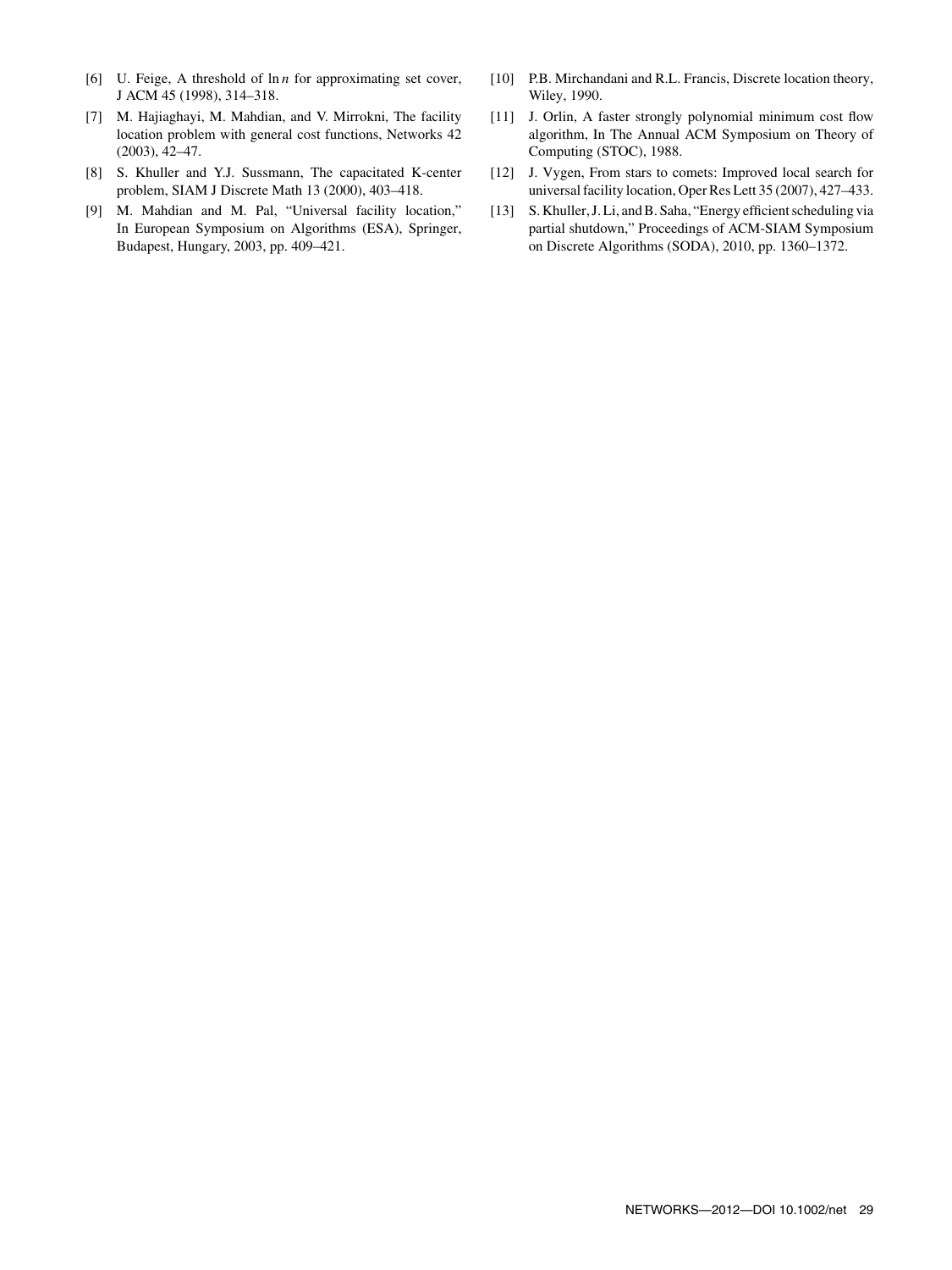[6] U. Feige, A threshold of $\ln n$ for approximating set cover, J ACM 45 (1998), 314–318.

[7] M. Hajiaghayi, M. Mahdian, and V. Mirrokni, The facility location problem with general cost functions, Networks 42 (2003), 42–47.

[8] S. Khuller and Y.J. Sussmann, The capacitated K-center problem, SIAM J Discrete Math 13 (2000), 403–418.

[9] M. Mahdian and M. Pal, "Universal facility location," In European Symposium on Algorithms (ESA), Springer, Budapest, Hungary, 2003, pp. 409–421.

[10] P.B. Mirchandani and R.L. Francis, Discrete location theory, Wiley, 1990.

[11] J. Orlin, A faster strongly polynomial minimum cost flow algorithm, In The Annual ACM Symposium on Theory of Computing (STOC), 1988.

[12] J. Vygen, From stars to comets: Improved local search for universal facility location, Oper Res Lett 35 (2007), 427–433.

[13] S. Khuller, J. Li, and B. Saha, "Energy efficient scheduling via partial shutdown," Proceedings of ACM-SIAM Symposium on Discrete Algorithms (SODA), 2010, pp. 1360–1372.